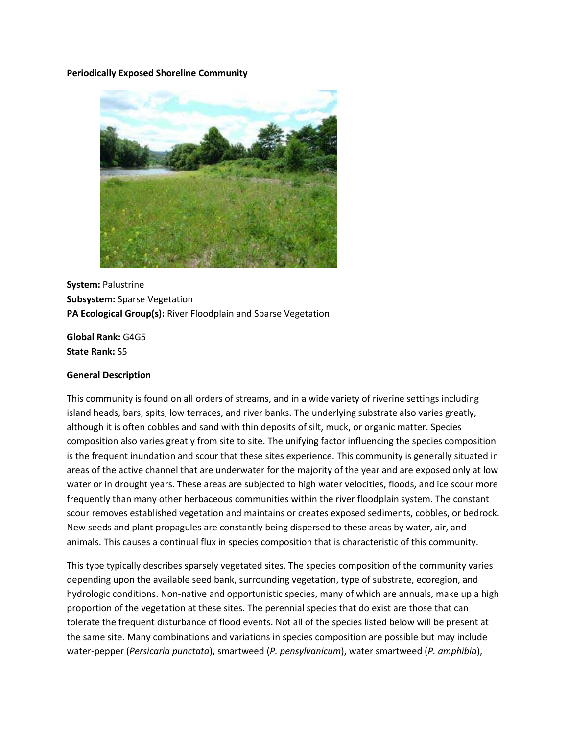**Periodically Exposed Shoreline Community**

**System:** Palustrine
**Subsystem:** Sparse Vegetation
**PA Ecological Group(s):** River Floodplain and Sparse Vegetation

**Global Rank:** G4G5
**State Rank:** S5

**General Description**

This community is found on all orders of streams, and in a wide variety of riverine settings including island heads, bars, spits, low terraces, and river banks. The underlying substrate also varies greatly, although it is often cobbles and sand with thin deposits of silt, muck, or organic matter. Species composition also varies greatly from site to site. The unifying factor influencing the species composition is the frequent inundation and scour that these sites experience. This community is generally situated in areas of the active channel that are underwater for the majority of the year and are exposed only at low water or in drought years. These areas are subjected to high water velocities, floods, and ice scour more frequently than many other herbaceous communities within the river floodplain system. The constant scour removes established vegetation and maintains or creates exposed sediments, cobbles, or bedrock. New seeds and plant propagules are constantly being dispersed to these areas by water, air, and animals. This causes a continual flux in species composition that is characteristic of this community.

This type typically describes sparsely vegetated sites. The species composition of the community varies depending upon the available seed bank, surrounding vegetation, type of substrate, ecoregion, and hydrologic conditions. Non-native and opportunistic species, many of which are annuals, make up a high proportion of the vegetation at these sites. The perennial species that do exist are those that can tolerate the frequent disturbance of flood events. Not all of the species listed below will be present at the same site. Many combinations and variations in species composition are possible but may include water-pepper (*Persicaria punctata*), smartweed (*P. pensylvanicum*), water smartweed (*P. amphibia*),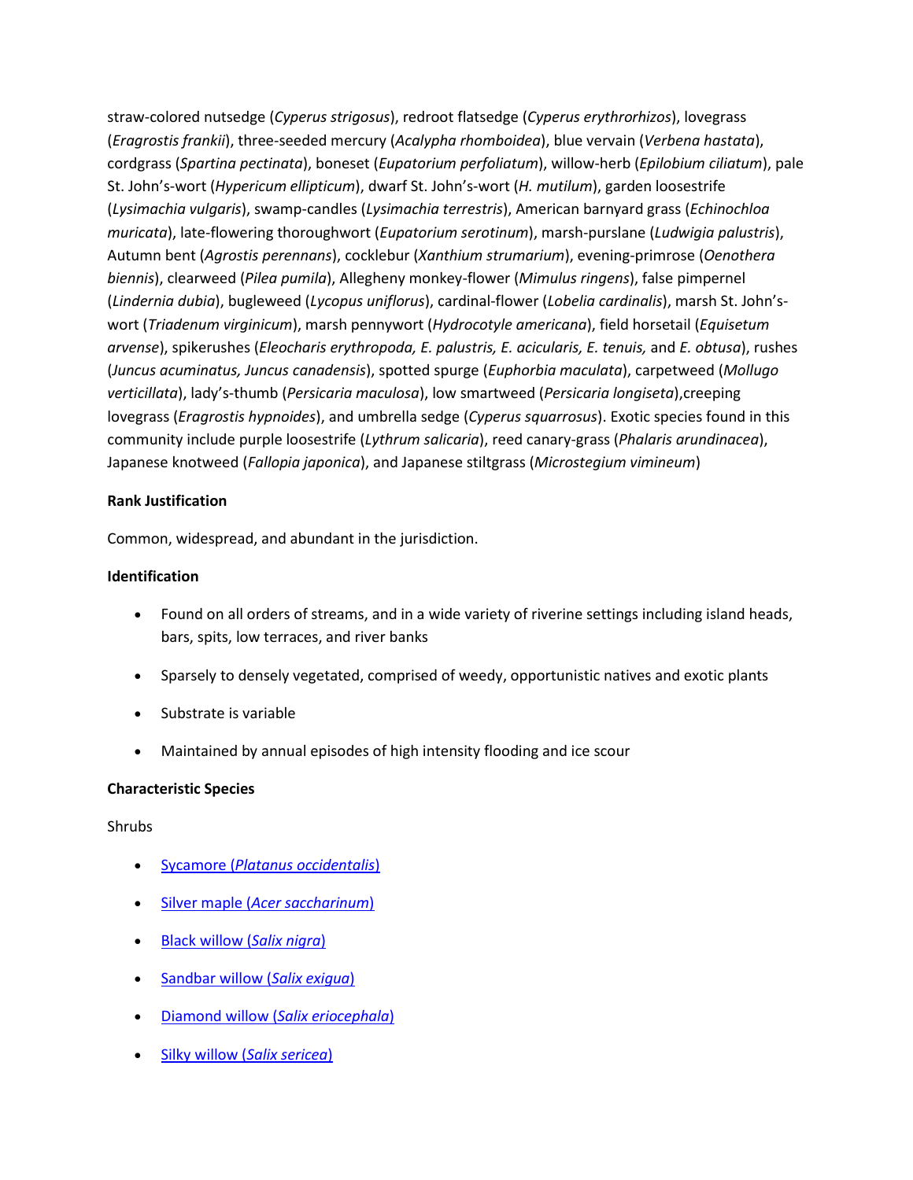straw-colored nutsedge (*Cyperus strigosus*), redroot flatsedge (*Cyperus erythrorhizos*), lovegrass (*Eragrostis frankii*), three-seeded mercury (*Acalypha rhomboidea*), blue vervain (*Verbena hastata*), cordgrass (*Spartina pectinata*), boneset (*Eupatorium perfoliatum*), willow-herb (*Epilobium ciliatum*), pale St. John's-wort (*Hypericum ellipticum*), dwarf St. John's-wort (*H. mutilum*), garden loosestrife (*Lysimachia vulgaris*), swamp-candles (*Lysimachia terrestris*), American barnyard grass (*Echinochloa muricata*), late-flowering thoroughwort (*Eupatorium serotinum*), marsh-purslane (*Ludwigia palustris*), Autumn bent (*Agrostis perennans*), cocklebur (*Xanthium strumarium*), evening-primrose (*Oenothera biennis*), clearweed (*Pilea pumila*), Allegheny monkey-flower (*Mimulus ringens*), false pimpernel (*Lindernia dubia*), bugleweed (*Lycopus uniflorus*), cardinal-flower (*Lobelia cardinalis*), marsh St. John's-wort (*Triadenum virginicum*), marsh pennywort (*Hydrocotyle americana*), field horsetail (*Equisetum arvense*), spikerushes (*Eleocharis erythropoda, E. palustris, E. acicularis, E. tenuis,* and *E. obtusa*), rushes (*Juncus acuminatus, Juncus canadensis*), spotted spurge (*Euphorbia maculata*), carpetweed (*Mollugo verticillata*), lady's-thumb (*Persicaria maculosa*), low smartweed (*Persicaria longiseta*),creeping lovegrass (*Eragrostis hypnoides*), and umbrella sedge (*Cyperus squarrosus*). Exotic species found in this community include purple loosestrife (*Lythrum salicaria*), reed canary-grass (*Phalaris arundinacea*), Japanese knotweed (*Fallopia japonica*), and Japanese stiltgrass (*Microstegium vimineum*)

**Rank Justification**

Common, widespread, and abundant in the jurisdiction.

**Identification**

- Found on all orders of streams, and in a wide variety of riverine settings including island heads, bars, spits, low terraces, and river banks
- Sparsely to densely vegetated, comprised of weedy, opportunistic natives and exotic plants
- Substrate is variable
- Maintained by annual episodes of high intensity flooding and ice scour

**Characteristic Species**

Shrubs

- Sycamore (*Platanus occidentalis*)
- Silver maple (*Acer saccharinum*)
- Black willow (*Salix nigra*)
- Sandbar willow (*Salix exigua*)
- Diamond willow (*Salix eriocephala*)
- Silky willow (*Salix sericea*)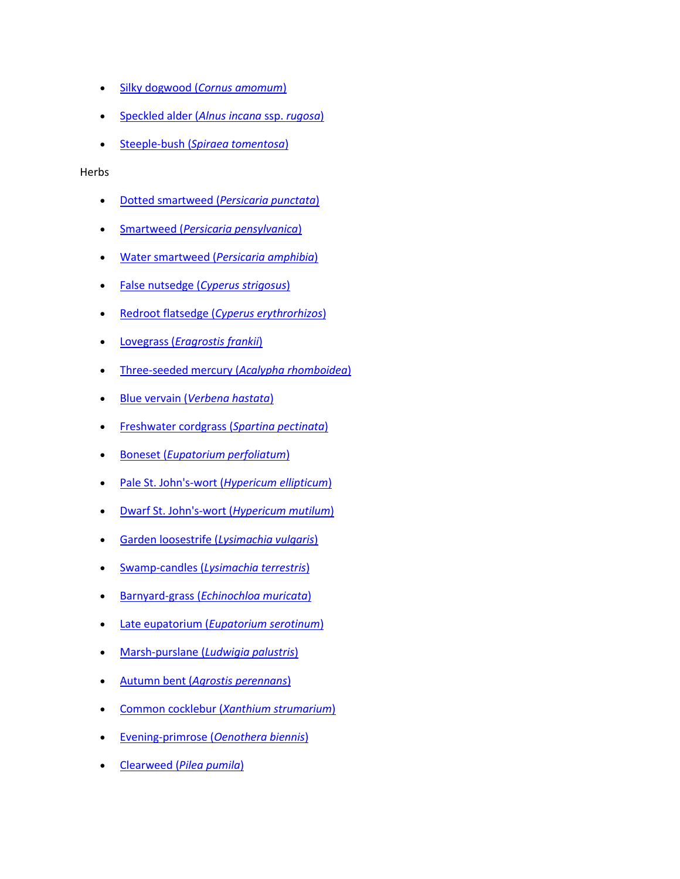- Silky dogwood (*Cornus amomum*)
- Speckled alder (*Alnus incana* ssp. *rugosa*)
- Steeple-bush (*Spiraea tomentosa*)

Herbs

- Dotted smartweed (*Persicaria punctata*)
- Smartweed (*Persicaria pensylvanica*)
- Water smartweed (*Persicaria amphibia*)
- False nutsedge (*Cyperus strigosus*)
- Redroot flatsedge (*Cyperus erythrorhizos*)
- Lovegrass (*Eragrostis frankii*)
- Three-seeded mercury (*Acalypha rhomboidea*)
- Blue vervain (*Verbena hastata*)
- Freshwater cordgrass (*Spartina pectinata*)
- Boneset (*Eupatorium perfoliatum*)
- Pale St. John's-wort (*Hypericum ellipticum*)
- Dwarf St. John's-wort (*Hypericum mutilum*)
- Garden loosestrife (*Lysimachia vulgaris*)
- Swamp-candles (*Lysimachia terrestris*)
- Barnyard-grass (*Echinochloa muricata*)
- Late eupatorium (*Eupatorium serotinum*)
- Marsh-purslane (*Ludwigia palustris*)
- Autumn bent (*Agrostis perennans*)
- Common cocklebur (*Xanthium strumarium*)
- Evening-primrose (*Oenothera biennis*)
- Clearweed (*Pilea pumila*)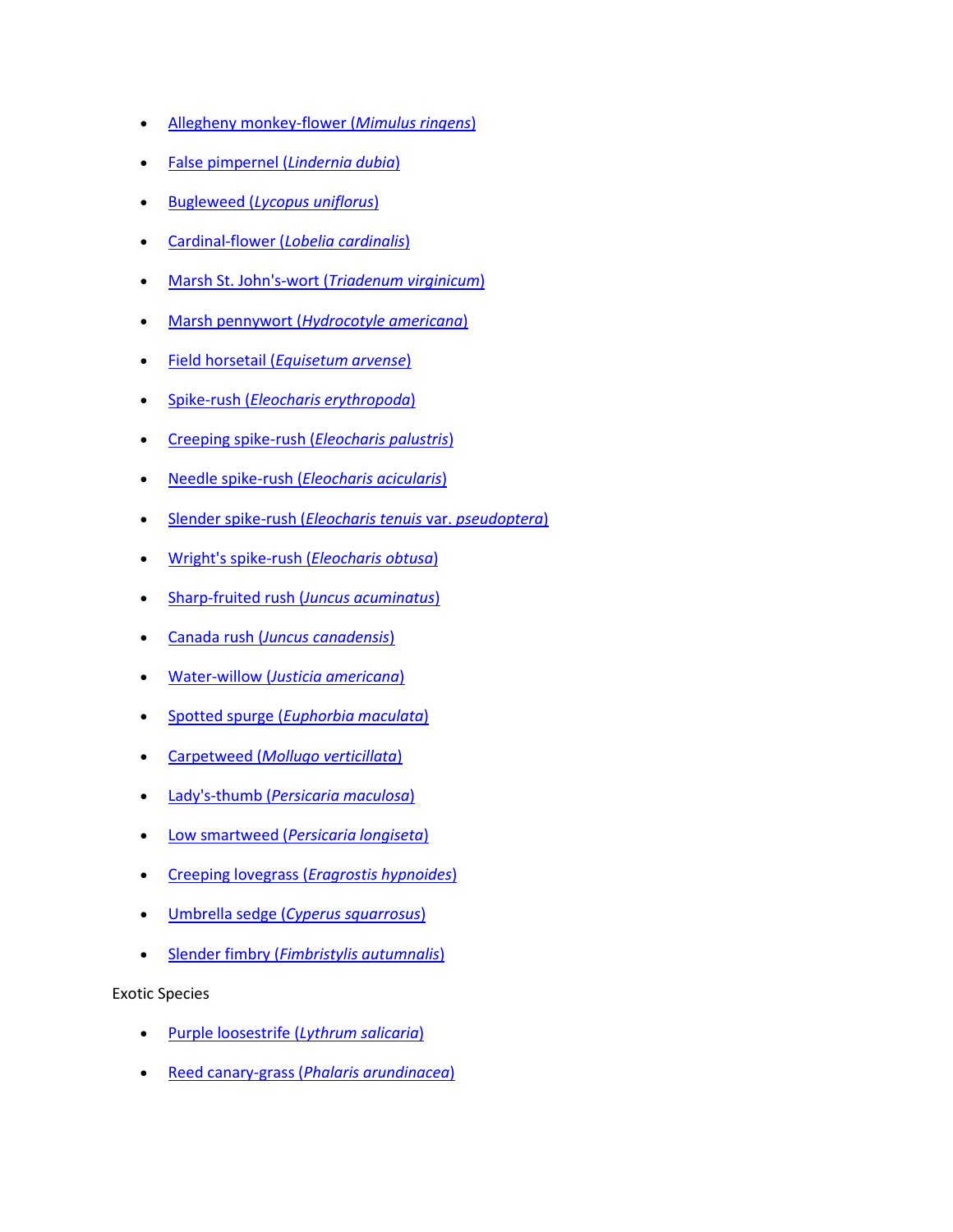- Allegheny monkey-flower (*Mimulus ringens*)
- False pimpernel (*Lindernia dubia*)
- Bugleweed (*Lycopus uniflorus*)
- Cardinal-flower (*Lobelia cardinalis*)
- Marsh St. John's-wort (*Triadenum virginicum*)
- Marsh pennywort (*Hydrocotyle americana*)
- Field horsetail (*Equisetum arvense*)
- Spike-rush (*Eleocharis erythropoda*)
- Creeping spike-rush (*Eleocharis palustris*)
- Needle spike-rush (*Eleocharis acicularis*)
- Slender spike-rush (*Eleocharis tenuis* var. *pseudoptera*)
- Wright's spike-rush (*Eleocharis obtusa*)
- Sharp-fruited rush (*Juncus acuminatus*)
- Canada rush (*Juncus canadensis*)
- Water-willow (*Justicia americana*)
- Spotted spurge (*Euphorbia maculata*)
- Carpetweed (*Mollugo verticillata*)
- Lady's-thumb (*Persicaria maculosa*)
- Low smartweed (*Persicaria longiseta*)
- Creeping lovegrass (*Eragrostis hypnoides*)
- Umbrella sedge (*Cyperus squarrosus*)
- Slender fimbry (*Fimbristylis autumnalis*)

Exotic Species

- Purple loosestrife (*Lythrum salicaria*)
- Reed canary-grass (*Phalaris arundinacea*)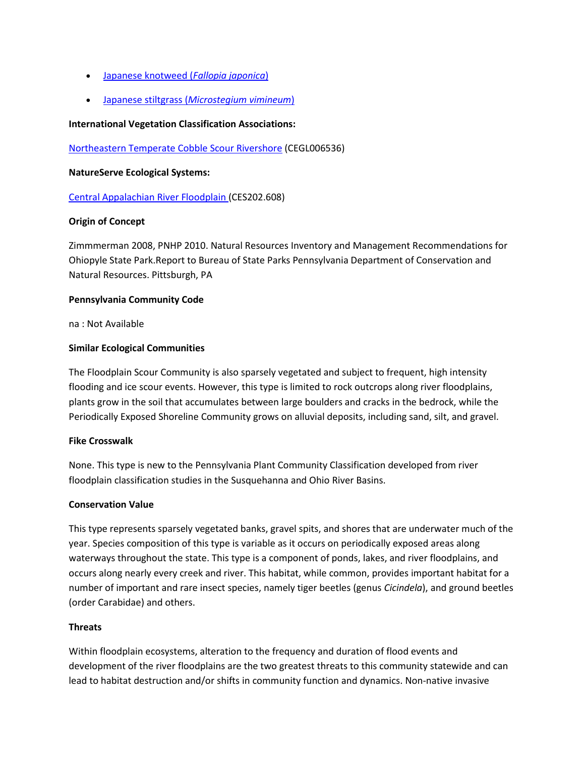- [Japanese knotweed (*Fallopia japonica*)]()
- [Japanese stiltgrass (*Microstegium vimineum*)]()

**International Vegetation Classification Associations:**

[Northeastern Temperate Cobble Scour Rivershore]() (CEGL006536)

**NatureServe Ecological Systems:**

[Central Appalachian River Floodplain ]()(CES202.608)

**Origin of Concept**

Zimmmerman 2008, PNHP 2010. Natural Resources Inventory and Management Recommendations for Ohiopyle State Park.Report to Bureau of State Parks Pennsylvania Department of Conservation and Natural Resources. Pittsburgh, PA

**Pennsylvania Community Code**

na : Not Available

**Similar Ecological Communities**

The Floodplain Scour Community is also sparsely vegetated and subject to frequent, high intensity flooding and ice scour events. However, this type is limited to rock outcrops along river floodplains, plants grow in the soil that accumulates between large boulders and cracks in the bedrock, while the Periodically Exposed Shoreline Community grows on alluvial deposits, including sand, silt, and gravel.

**Fike Crosswalk**

None. This type is new to the Pennsylvania Plant Community Classification developed from river floodplain classification studies in the Susquehanna and Ohio River Basins.

**Conservation Value**

This type represents sparsely vegetated banks, gravel spits, and shores that are underwater much of the year. Species composition of this type is variable as it occurs on periodically exposed areas along waterways throughout the state. This type is a component of ponds, lakes, and river floodplains, and occurs along nearly every creek and river. This habitat, while common, provides important habitat for a number of important and rare insect species, namely tiger beetles (genus *Cicindela*), and ground beetles (order Carabidae) and others.

**Threats**

Within floodplain ecosystems, alteration to the frequency and duration of flood events and development of the river floodplains are the two greatest threats to this community statewide and can lead to habitat destruction and/or shifts in community function and dynamics. Non-native invasive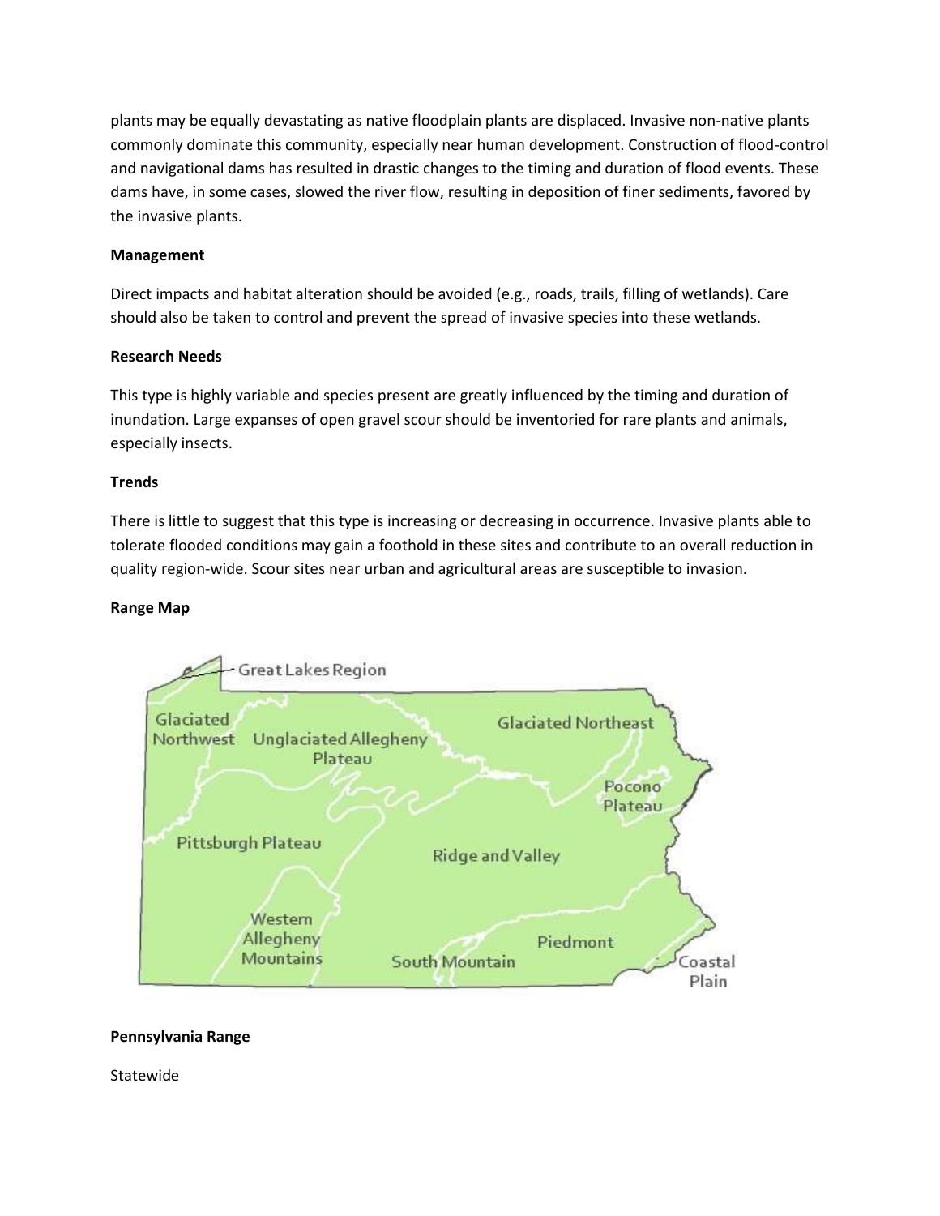plants may be equally devastating as native floodplain plants are displaced. Invasive non-native plants commonly dominate this community, especially near human development. Construction of flood-control and navigational dams has resulted in drastic changes to the timing and duration of flood events. These dams have, in some cases, slowed the river flow, resulting in deposition of finer sediments, favored by the invasive plants.

**Management**

Direct impacts and habitat alteration should be avoided (e.g., roads, trails, filling of wetlands). Care should also be taken to control and prevent the spread of invasive species into these wetlands.

**Research Needs**

This type is highly variable and species present are greatly influenced by the timing and duration of inundation. Large expanses of open gravel scour should be inventoried for rare plants and animals, especially insects.

**Trends**

There is little to suggest that this type is increasing or decreasing in occurrence. Invasive plants able to tolerate flooded conditions may gain a foothold in these sites and contribute to an overall reduction in quality region-wide. Scour sites near urban and agricultural areas are susceptible to invasion.

**Range Map**

Great Lakes Region, Glaciated Northwest, Unglaciated Allegheny Plateau, Glaciated Northeast, Pocono Plateau, Pittsburgh Plateau, Ridge and Valley, Western Allegheny Mountains, South Mountain, Piedmont, Coastal Plain

**Pennsylvania Range**

Statewide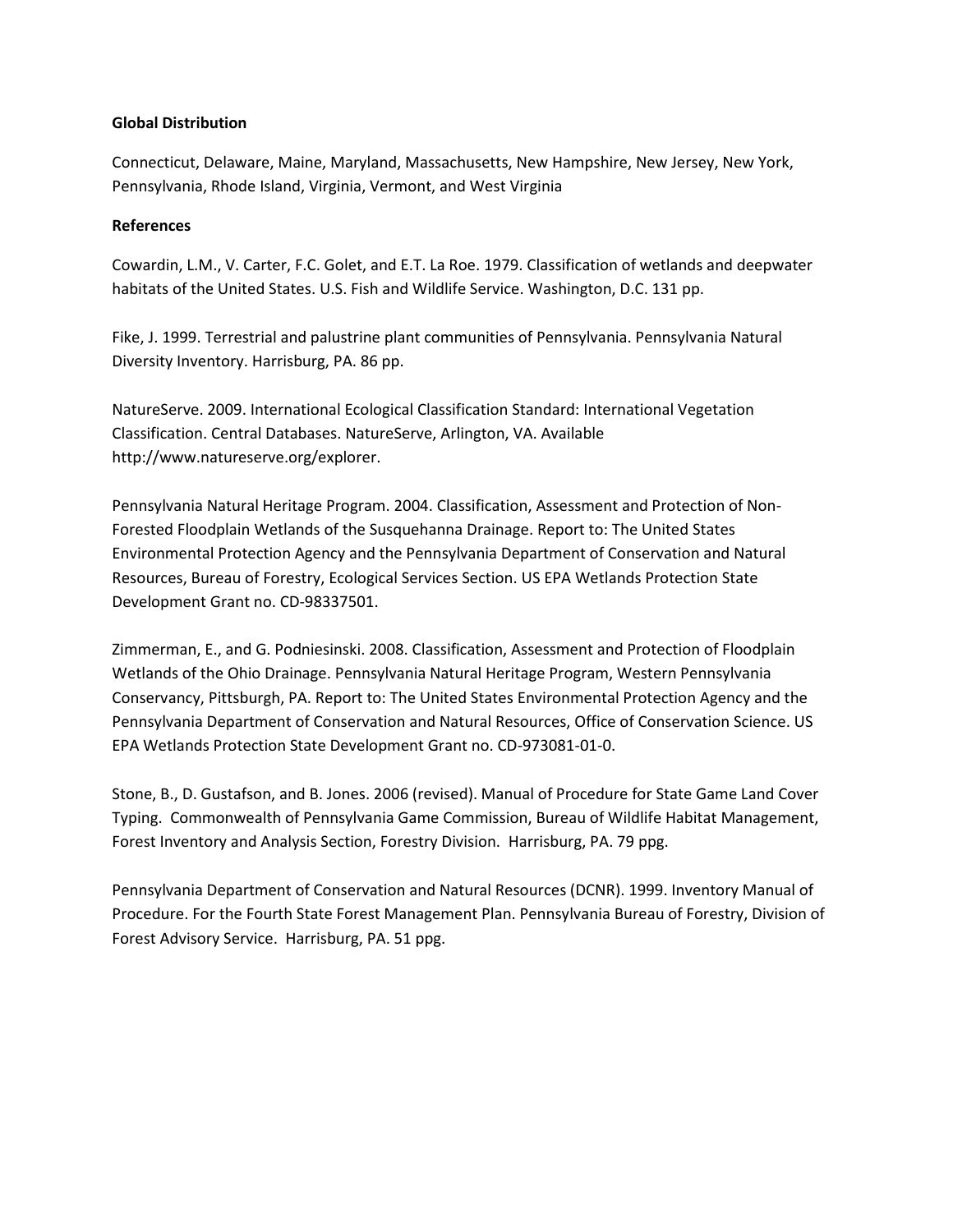**Global Distribution**

Connecticut, Delaware, Maine, Maryland, Massachusetts, New Hampshire, New Jersey, New York, Pennsylvania, Rhode Island, Virginia, Vermont, and West Virginia

**References**

Cowardin, L.M., V. Carter, F.C. Golet, and E.T. La Roe. 1979. Classification of wetlands and deepwater habitats of the United States. U.S. Fish and Wildlife Service. Washington, D.C. 131 pp.

Fike, J. 1999. Terrestrial and palustrine plant communities of Pennsylvania. Pennsylvania Natural Diversity Inventory. Harrisburg, PA. 86 pp.

NatureServe. 2009. International Ecological Classification Standard: International Vegetation Classification. Central Databases. NatureServe, Arlington, VA. Available http://www.natureserve.org/explorer.

Pennsylvania Natural Heritage Program. 2004. Classification, Assessment and Protection of Non-Forested Floodplain Wetlands of the Susquehanna Drainage. Report to: The United States Environmental Protection Agency and the Pennsylvania Department of Conservation and Natural Resources, Bureau of Forestry, Ecological Services Section. US EPA Wetlands Protection State Development Grant no. CD-98337501.

Zimmerman, E., and G. Podniesinski. 2008. Classification, Assessment and Protection of Floodplain Wetlands of the Ohio Drainage. Pennsylvania Natural Heritage Program, Western Pennsylvania Conservancy, Pittsburgh, PA. Report to: The United States Environmental Protection Agency and the Pennsylvania Department of Conservation and Natural Resources, Office of Conservation Science. US EPA Wetlands Protection State Development Grant no. CD-973081-01-0.

Stone, B., D. Gustafson, and B. Jones. 2006 (revised). Manual of Procedure for State Game Land Cover Typing. Commonwealth of Pennsylvania Game Commission, Bureau of Wildlife Habitat Management, Forest Inventory and Analysis Section, Forestry Division. Harrisburg, PA. 79 ppg.

Pennsylvania Department of Conservation and Natural Resources (DCNR). 1999. Inventory Manual of Procedure. For the Fourth State Forest Management Plan. Pennsylvania Bureau of Forestry, Division of Forest Advisory Service. Harrisburg, PA. 51 ppg.